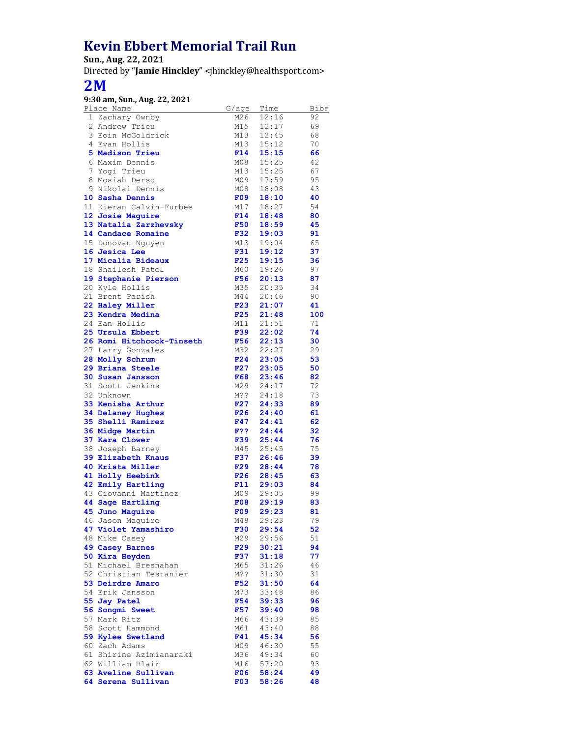# Kevin Ebbert Memorial Trail Run

**Sun., Aug. 22, 2021**

Directed by "**Jamie Hinckley**" <jhinckley@healthsport.com>

## 2M

**9:30 am, Sun., Aug. 22, 2021**

| Place | Name | G/age | Time | Bib# |
|---|---|---|---|---|
| 1 | Zachary Ownby | M26 | 12:16 | 92 |
| 2 | Andrew Trieu | M15 | 12:17 | 69 |
| 3 | Eoin McGoldrick | M13 | 12:45 | 68 |
| 4 | Evan Hollis | M13 | 15:12 | 70 |
| **5** | **Madison Trieu** | **F14** | **15:15** | **66** |
| 6 | Maxim Dennis | M08 | 15:25 | 42 |
| 7 | Yogi Trieu | M13 | 15:25 | 67 |
| 8 | Mosiah Derso | M09 | 17:59 | 95 |
| 9 | Nikolai Dennis | M08 | 18:08 | 43 |
| **10** | **Sasha Dennis** | **F09** | **18:10** | **40** |
| 11 | Kieran Calvin-Furbee | M17 | 18:27 | 54 |
| **12** | **Josie Maguire** | **F14** | **18:48** | **80** |
| **13** | **Natalia Zarzhevsky** | **F50** | **18:59** | **45** |
| **14** | **Candace Romaine** | **F32** | **19:03** | **91** |
| 15 | Donovan Nguyen | M13 | 19:04 | 65 |
| **16** | **Jesica Lee** | **F31** | **19:12** | **37** |
| **17** | **Micalia Bideaux** | **F25** | **19:15** | **36** |
| 18 | Shailesh Patel | M60 | 19:26 | 97 |
| **19** | **Stephanie Pierson** | **F56** | **20:13** | **87** |
| 20 | Kyle Hollis | M35 | 20:35 | 34 |
| 21 | Brent Parish | M44 | 20:46 | 90 |
| **22** | **Haley Miller** | **F23** | **21:07** | **41** |
| **23** | **Kendra Medina** | **F25** | **21:48** | **100** |
| 24 | Ean Hollis | M11 | 21:51 | 71 |
| **25** | **Ursula Ebbert** | **F39** | **22:02** | **74** |
| **26** | **Romi Hitchcock-Tinseth** | **F56** | **22:13** | **30** |
| 27 | Larry Gonzales | M32 | 22:27 | 29 |
| **28** | **Molly Schrum** | **F24** | **23:05** | **53** |
| **29** | **Briana Steele** | **F27** | **23:05** | **50** |
| **30** | **Susan Jansson** | **F68** | **23:46** | **82** |
| 31 | Scott Jenkins | M29 | 24:17 | 72 |
| 32 | Unknown | M?? | 24:18 | 73 |
| **33** | **Kenisha Arthur** | **F27** | **24:33** | **89** |
| **34** | **Delaney Hughes** | **F26** | **24:40** | **61** |
| **35** | **Shelli Ramirez** | **F47** | **24:41** | **62** |
| **36** | **Midge Martin** | **F??** | **24:44** | **32** |
| **37** | **Kara Clower** | **F39** | **25:44** | **76** |
| 38 | Joseph Barney | M45 | 25:45 | 75 |
| **39** | **Elizabeth Knaus** | **F37** | **26:46** | **39** |
| **40** | **Krista Miller** | **F29** | **28:44** | **78** |
| **41** | **Holly Heebink** | **F26** | **28:45** | **63** |
| **42** | **Emily Hartling** | **F11** | **29:03** | **84** |
| 43 | Giovanni Martinez | M09 | 29:05 | 99 |
| **44** | **Sage Hartling** | **F08** | **29:19** | **83** |
| **45** | **Juno Maguire** | **F09** | **29:23** | **81** |
| 46 | Jason Maguire | M48 | 29:23 | 79 |
| **47** | **Violet Yamashiro** | **F30** | **29:54** | **52** |
| 48 | Mike Casey | M29 | 29:56 | 51 |
| **49** | **Casey Barnes** | **F29** | **30:21** | **94** |
| **50** | **Kira Heyden** | **F37** | **31:18** | **77** |
| 51 | Michael Bresnahan | M65 | 31:26 | 46 |
| 52 | Christian Testanier | M?? | 31:30 | 31 |
| **53** | **Deirdre Amaro** | **F52** | **31:50** | **64** |
| 54 | Erik Jansson | M73 | 33:48 | 86 |
| **55** | **Jay Patel** | **F54** | **39:33** | **96** |
| **56** | **Songmi Sweet** | **F57** | **39:40** | **98** |
| 57 | Mark Ritz | M66 | 43:39 | 85 |
| 58 | Scott Hammond | M61 | 43:40 | 88 |
| **59** | **Kylee Swetland** | **F41** | **45:34** | **56** |
| 60 | Zach Adams | M09 | 46:30 | 55 |
| 61 | Shirine Azimianaraki | M36 | 49:34 | 60 |
| 62 | William Blair | M16 | 57:20 | 93 |
| **63** | **Aveline Sullivan** | **F06** | **58:24** | **49** |
| **64** | **Serena Sullivan** | **F03** | **58:26** | **48** |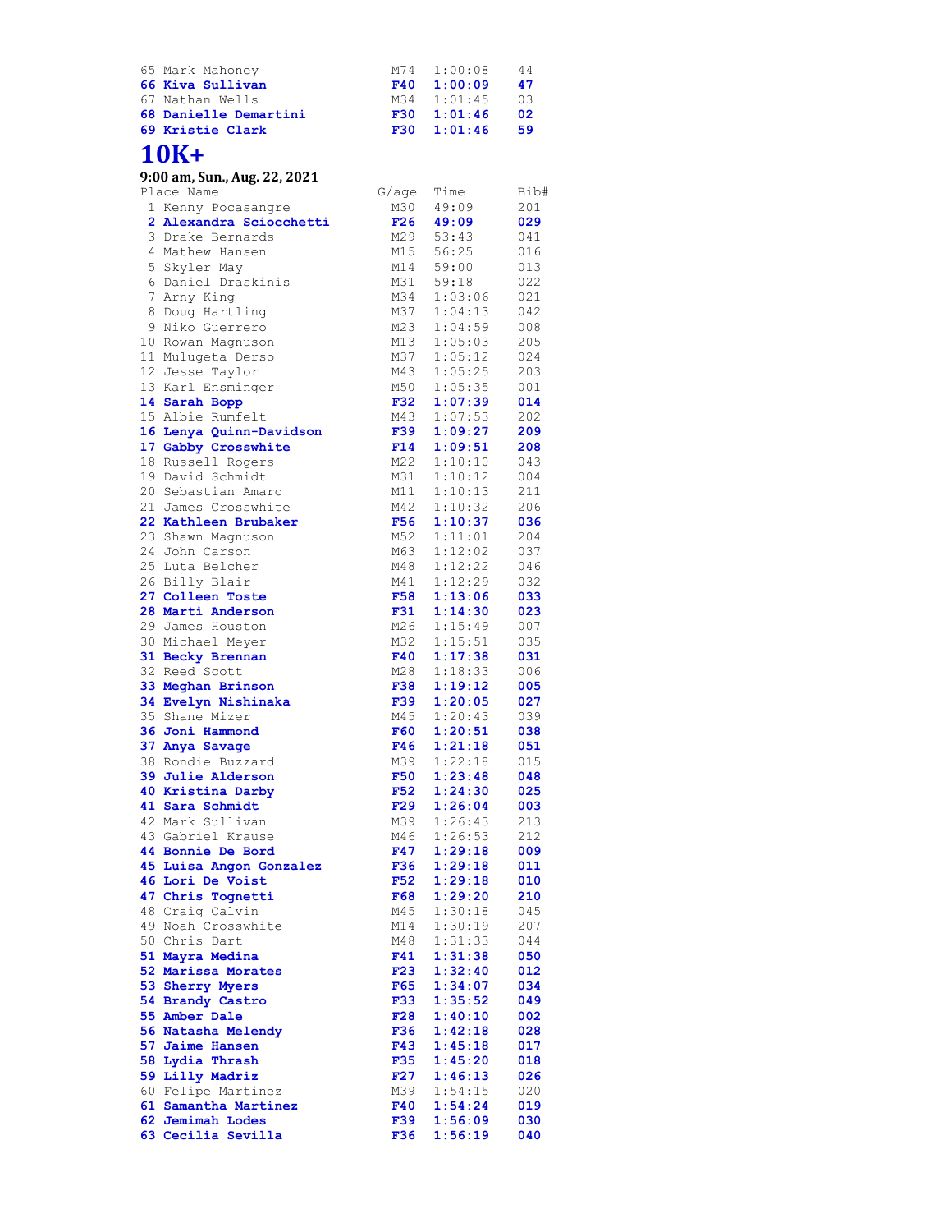| | | | | |
|---|---|---|---|---|
| 65 | Mark Mahoney | M74 | 1:00:08 | 44 |
| **66** | **Kiva Sullivan** | **F40** | **1:00:09** | **47** |
| 67 | Nathan Wells | M34 | 1:01:45 | 03 |
| **68** | **Danielle Demartini** | **F30** | **1:01:46** | **02** |
| **69** | **Kristie Clark** | **F30** | **1:01:46** | **59** |

# 10K+

**9:00 am, Sun., Aug. 22, 2021**

| Place | Name | G/age | Time | Bib# |
|---|---|---|---|---|
| 1 | Kenny Pocasangre | M30 | 49:09 | 201 |
| **2** | **Alexandra Sciocchetti** | **F26** | **49:09** | **029** |
| 3 | Drake Bernards | M29 | 53:43 | 041 |
| 4 | Mathew Hansen | M15 | 56:25 | 016 |
| 5 | Skyler May | M14 | 59:00 | 013 |
| 6 | Daniel Draskinis | M31 | 59:18 | 022 |
| 7 | Arny King | M34 | 1:03:06 | 021 |
| 8 | Doug Hartling | M37 | 1:04:13 | 042 |
| 9 | Niko Guerrero | M23 | 1:04:59 | 008 |
| 10 | Rowan Magnuson | M13 | 1:05:03 | 205 |
| 11 | Mulugeta Derso | M37 | 1:05:12 | 024 |
| 12 | Jesse Taylor | M43 | 1:05:25 | 203 |
| 13 | Karl Ensminger | M50 | 1:05:35 | 001 |
| **14** | **Sarah Bopp** | **F32** | **1:07:39** | **014** |
| 15 | Albie Rumfelt | M43 | 1:07:53 | 202 |
| **16** | **Lenya Quinn-Davidson** | **F39** | **1:09:27** | **209** |
| **17** | **Gabby Crosswhite** | **F14** | **1:09:51** | **208** |
| 18 | Russell Rogers | M22 | 1:10:10 | 043 |
| 19 | David Schmidt | M31 | 1:10:12 | 004 |
| 20 | Sebastian Amaro | M11 | 1:10:13 | 211 |
| 21 | James Crosswhite | M42 | 1:10:32 | 206 |
| **22** | **Kathleen Brubaker** | **F56** | **1:10:37** | **036** |
| 23 | Shawn Magnuson | M52 | 1:11:01 | 204 |
| 24 | John Carson | M63 | 1:12:02 | 037 |
| 25 | Luta Belcher | M48 | 1:12:22 | 046 |
| 26 | Billy Blair | M41 | 1:12:29 | 032 |
| **27** | **Colleen Toste** | **F58** | **1:13:06** | **033** |
| **28** | **Marti Anderson** | **F31** | **1:14:30** | **023** |
| 29 | James Houston | M26 | 1:15:49 | 007 |
| 30 | Michael Meyer | M32 | 1:15:51 | 035 |
| **31** | **Becky Brennan** | **F40** | **1:17:38** | **031** |
| 32 | Reed Scott | M28 | 1:18:33 | 006 |
| **33** | **Meghan Brinson** | **F38** | **1:19:12** | **005** |
| **34** | **Evelyn Nishinaka** | **F39** | **1:20:05** | **027** |
| 35 | Shane Mizer | M45 | 1:20:43 | 039 |
| **36** | **Joni Hammond** | **F60** | **1:20:51** | **038** |
| **37** | **Anya Savage** | **F46** | **1:21:18** | **051** |
| 38 | Rondie Buzzard | M39 | 1:22:18 | 015 |
| **39** | **Julie Alderson** | **F50** | **1:23:48** | **048** |
| **40** | **Kristina Darby** | **F52** | **1:24:30** | **025** |
| **41** | **Sara Schmidt** | **F29** | **1:26:04** | **003** |
| 42 | Mark Sullivan | M39 | 1:26:43 | 213 |
| 43 | Gabriel Krause | M46 | 1:26:53 | 212 |
| **44** | **Bonnie De Bord** | **F47** | **1:29:18** | **009** |
| **45** | **Luisa Angon Gonzalez** | **F36** | **1:29:18** | **011** |
| **46** | **Lori De Voist** | **F52** | **1:29:18** | **010** |
| **47** | **Chris Tognetti** | **F68** | **1:29:20** | **210** |
| 48 | Craig Calvin | M45 | 1:30:18 | 045 |
| 49 | Noah Crosswhite | M14 | 1:30:19 | 207 |
| 50 | Chris Dart | M48 | 1:31:33 | 044 |
| **51** | **Mayra Medina** | **F41** | **1:31:38** | **050** |
| **52** | **Marissa Morates** | **F23** | **1:32:40** | **012** |
| **53** | **Sherry Myers** | **F65** | **1:34:07** | **034** |
| **54** | **Brandy Castro** | **F33** | **1:35:52** | **049** |
| **55** | **Amber Dale** | **F28** | **1:40:10** | **002** |
| **56** | **Natasha Melendy** | **F36** | **1:42:18** | **028** |
| **57** | **Jaime Hansen** | **F43** | **1:45:18** | **017** |
| **58** | **Lydia Thrash** | **F35** | **1:45:20** | **018** |
| **59** | **Lilly Madriz** | **F27** | **1:46:13** | **026** |
| 60 | Felipe Martinez | M39 | 1:54:15 | 020 |
| **61** | **Samantha Martinez** | **F40** | **1:54:24** | **019** |
| **62** | **Jemimah Lodes** | **F39** | **1:56:09** | **030** |
| **63** | **Cecilia Sevilla** | **F36** | **1:56:19** | **040** |